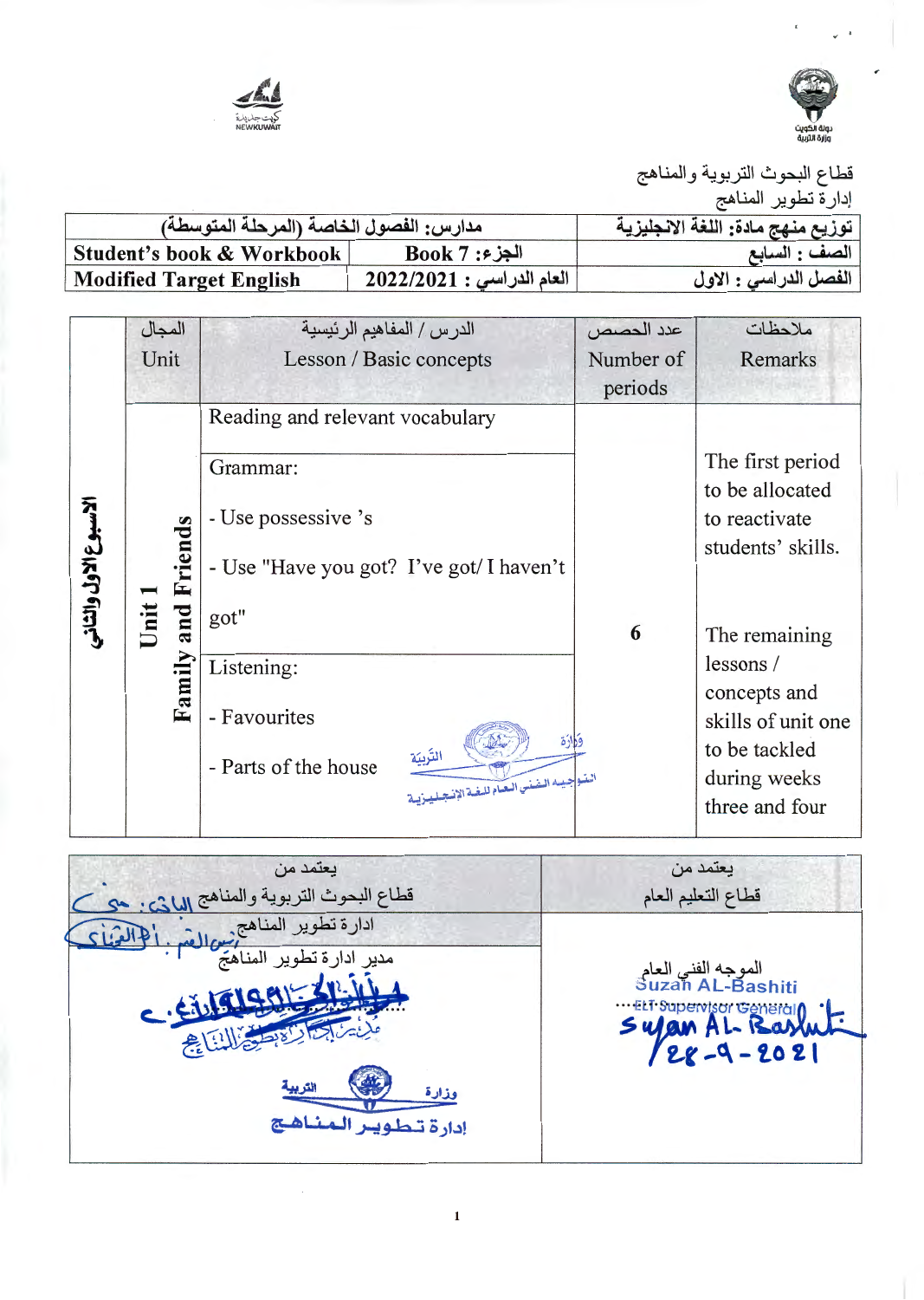قطاع البحوث التربوية والمناهج

إدارة تطوير المناهج

| توزيع منهج مادة: اللغة الانجليزية | مدارس: الفصول الخاصة (المرحلة المتوسطة) | |
|---|---|---|
| الصف : السابع | الجزء: Book 7 | **Student's book & Workbook** |
| الفصل الدراسي : الاول | العام الدراسي : 2022/2021 | **Modified Target English** |

| | المجال Unit | الدرس / المفاهيم الرئيسية Lesson / Basic concepts | عدد الحصص Number of periods | ملاحظات Remarks |
|---|---|---|---|---|
| **الأسبوع الأول والثاني** | **Unit 1 Family and Friends** | Reading and relevant vocabulary | **6** | The first period to be allocated to reactivate students' skills. |
| | | Grammar:<br>- Use possessive 's<br>- Use "Have you got? I've got/ I haven't got" | | |
| | | Listening:<br>- Favourites<br>- Parts of the house | | The remaining lessons / concepts and skills of unit one to be tackled during weeks three and four |

| يعتمد من قطاع التعليم العام | يعتمد من قطاع البحوث التربوية والمناهج |
|---|---|
| | ادارة تطوير المناهج |
| الموجه الفني العام<br>Suzan AL-Bashiti<br>ELT Supervisor General<br>Suzan AL-Bashiti<br>28-9-2021 | مدير ادارة تطوير المناهج |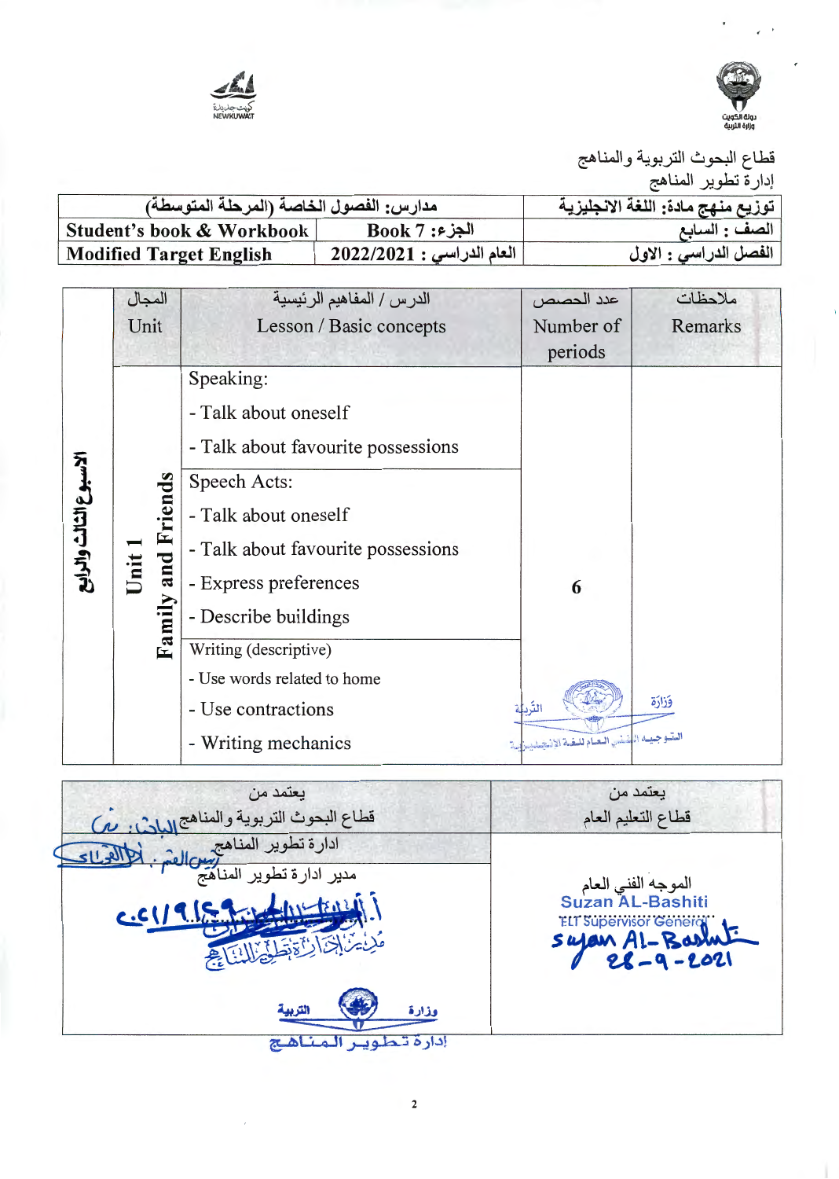قطاع البحوث التربوية والمناهج

إدارة تطوير المناهج

| توزيع منهج مادة: اللغة الانجليزية | مدارس: الفصول الخاصة (المرحلة المتوسطة) | |
|---|---|---|
| الصف : السابع | الجزء: Book 7 | Student's book & Workbook |
| الفصل الدراسي : الاول | العام الدراسي : 2022/2021 | Modified Target English |

| | المجال Unit | الدرس / المفاهيم الرئيسية Lesson / Basic concepts | عدد الحصص Number of periods | ملاحظات Remarks |
|---|---|---|---|---|
| الأسبوع الثالث والرابع | Unit 1 Family and Friends | Speaking:<br>- Talk about oneself<br>- Talk about favourite possessions | 6 | |
| | | Speech Acts:<br>- Talk about oneself<br>- Talk about favourite possessions<br>- Express preferences<br>- Describe buildings | | |
| | | Writing (descriptive)<br>- Use words related to home<br>- Use contractions<br>- Writing mechanics | | |

| يعتمد من قطاع البحوث التربوية والمناهج | يعتمد من قطاع التعليم العام |
|---|---|
| ادارة تطوير المناهج<br>مدير ادارة تطوير المناهج | الموجه الفني العام<br>Suzan AL-Bashiti<br>ELT Supervisor General<br>Suzan Al-Bashiti<br>28-9-2021 |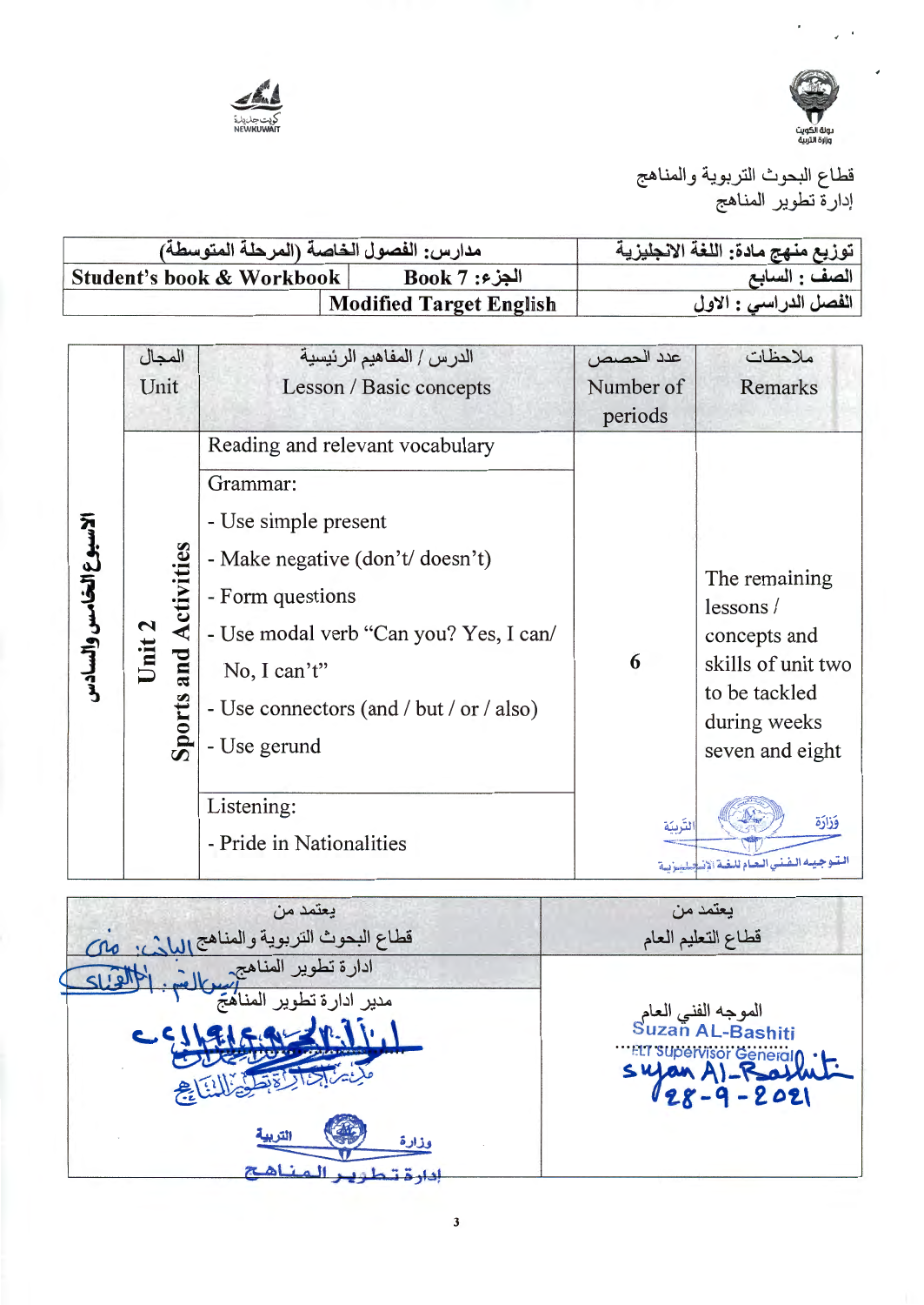قطاع البحوث التربوية والمناهج
إدارة تطوير المناهج

| توزيع منهج مادة: اللغة الانجليزية | مدارس: الفصول الخاصة (المرحلة المتوسطة) | |
|---|---|---|
| الصف : السابع | الجزء: Book 7 | Student's book & Workbook |
| الفصل الدراسي : الاول | Modified Target English | |

| | المجال Unit | الدرس / المفاهيم الرئيسية Lesson / Basic concepts | عدد الحصص Number of periods | ملاحظات Remarks |
|---|---|---|---|---|
| الأسبوع الخامس والسادس | Unit 2 Sports and Activities | Reading and relevant vocabulary<br>Grammar:<br>- Use simple present<br>- Make negative (don't/ doesn't)<br>- Form questions<br>- Use modal verb "Can you? Yes, I can/ No, I can't"<br>- Use connectors (and / but / or / also)<br>- Use gerund<br>Listening:<br>- Pride in Nationalities | 6 | The remaining lessons / concepts and skills of unit two to be tackled during weeks seven and eight |

| يعتمد من قطاع التعليم العام | يعتمد من قطاع البحوث التربوية والمناهج |
|---|---|
| الموجه الفني العام<br>Suzan AL-Bashiti<br>ELT Supervisor General<br>Suzan Al-Bashiti<br>28-9-2021 | ادارة تطوير المناهج<br>مدير ادارة تطوير المناهج |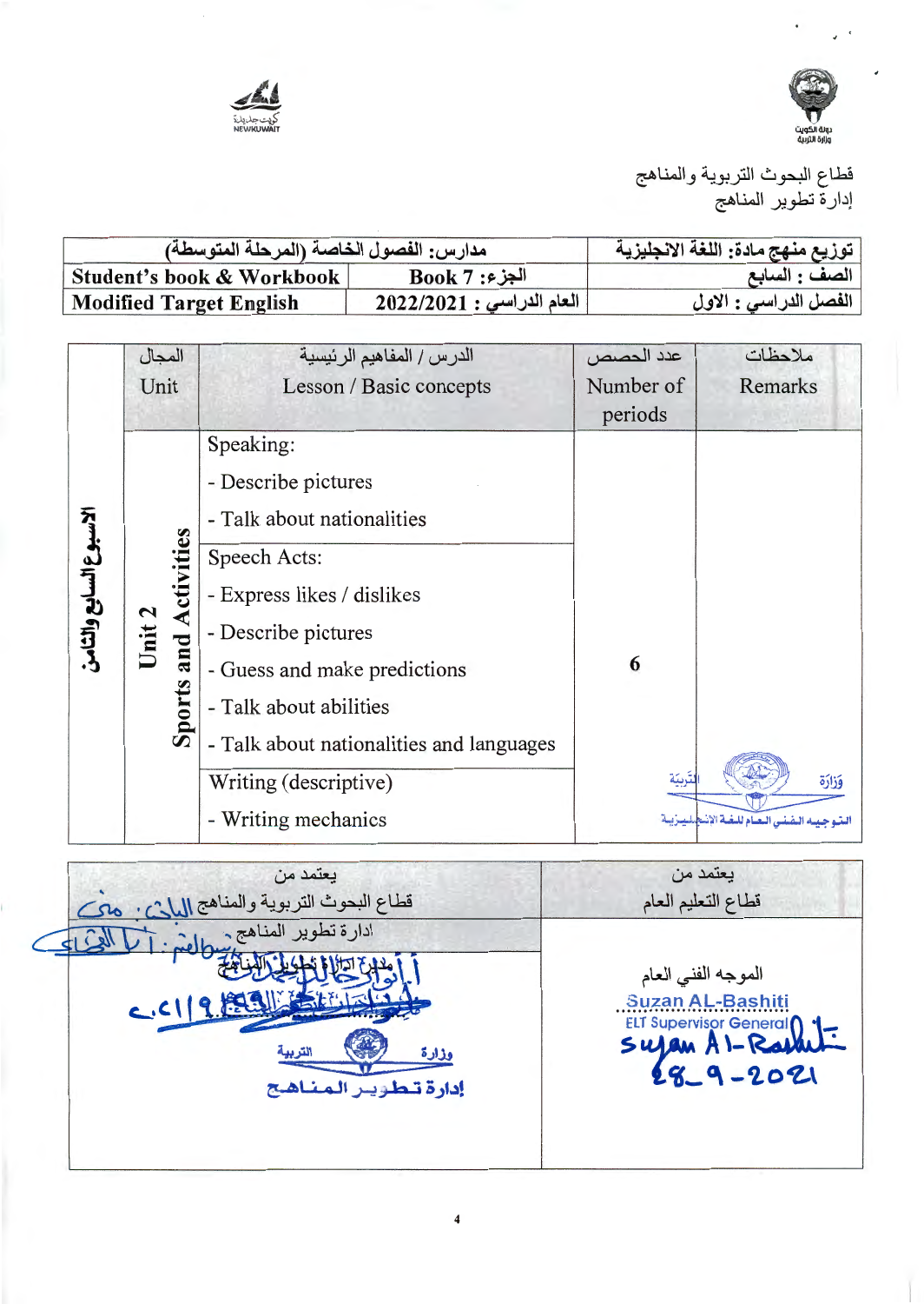قطاع البحوث التربوية والمناهج
إدارة تطوير المناهج

| توزيع منهج مادة: اللغة الانجليزية | مدارس: الفصول الخاصة (المرحلة المتوسطة) | |
|---|---|---|
| الصف : السابع | الجزء: Book 7 | Student's book & Workbook |
| الفصل الدراسي : الاول | العام الدراسي : 2022/2021 | Modified Target English |

| | المجال Unit | الدرس / المفاهيم الرئيسية Lesson / Basic concepts | عدد الحصص Number of periods | ملاحظات Remarks |
|---|---|---|---|---|
| الأسبوع السابع والثامن | Unit 2 Sports and Activities | Speaking:<br>- Describe pictures<br>- Talk about nationalities<br>Speech Acts:<br>- Express likes / dislikes<br>- Describe pictures<br>- Guess and make predictions<br>- Talk about abilities<br>- Talk about nationalities and languages<br>Writing (descriptive)<br>- Writing mechanics | 6 | |

| يعتمد من قطاع البحوث التربوية والمناهج إدارة تطوير المناهج | يعتمد من قطاع التعليم العام |
|---|---|
| الباحث: منى | الموجه الفني العام |
| مدير إدارة تطوير المناهج | Suzan AL-Bashiti ELT Supervisor General 28-9-2021 |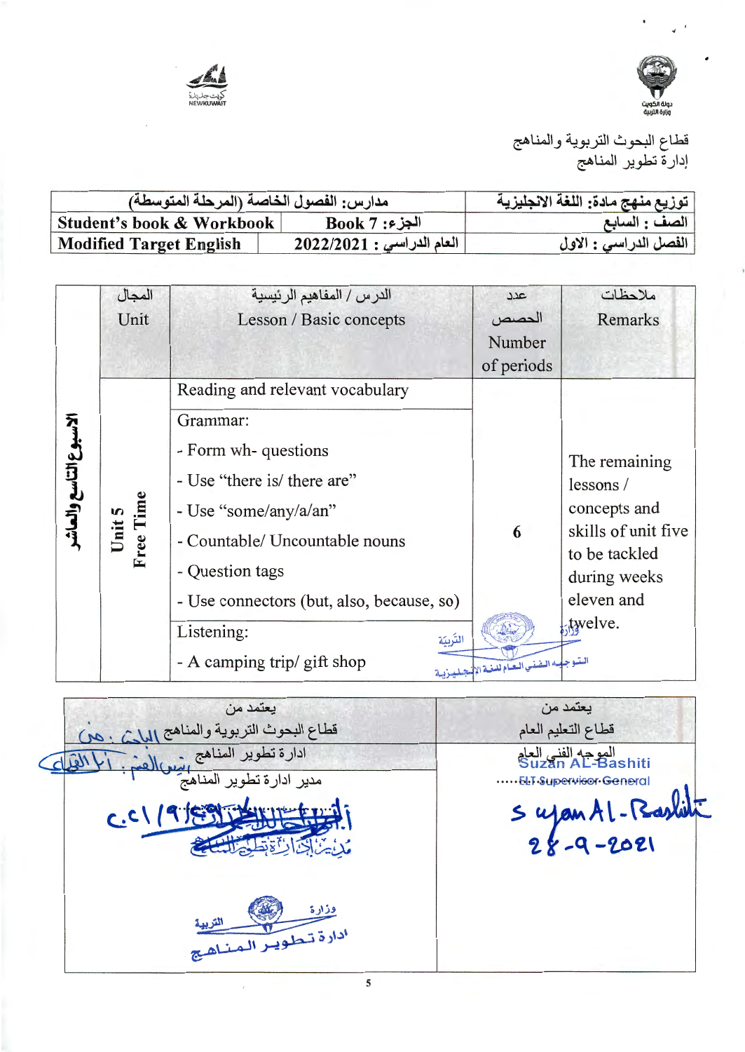قطاع البحوث التربوية والمناهج
إدارة تطوير المناهج

| توزيع منهج مادة: اللغة الانجليزية | مدارس: الفصول الخاصة (المرحلة المتوسطة) | |
|---|---|---|
| الصف : السابع | الجزء: Book 7 | Student's book & Workbook |
| الفصل الدراسي : الاول | العام الدراسي : 2022/2021 | Modified Target English |

| | المجال Unit | الدرس / المفاهيم الرئيسية Lesson / Basic concepts | عدد الحصص Number of periods | ملاحظات Remarks |
|---|---|---|---|---|
| الأسبوع التاسع والعاشر | Unit 5 Free Time | Reading and relevant vocabulary<br>Grammar:<br>- Form wh- questions<br>- Use "there is/ there are"<br>- Use "some/any/a/an"<br>- Countable/ Uncountable nouns<br>- Question tags<br>- Use connectors (but, also, because, so)<br>Listening:<br>- A camping trip/ gift shop | 6 | The remaining lessons / concepts and skills of unit five to be tackled during weeks eleven and twelve. |

| يعتمد من قطاع التعليم العام | يعتمد من قطاع البحوث التربوية والمناهج |
|---|---|
| الموجه الفني العام<br>Suzan AL-Bashiti<br>ELT Supervisor General<br>Suzan AL-Bashiti<br>28-9-2021 | ادارة تطوير المناهج<br>مدير ادارة تطوير المناهج<br>2021/9/ |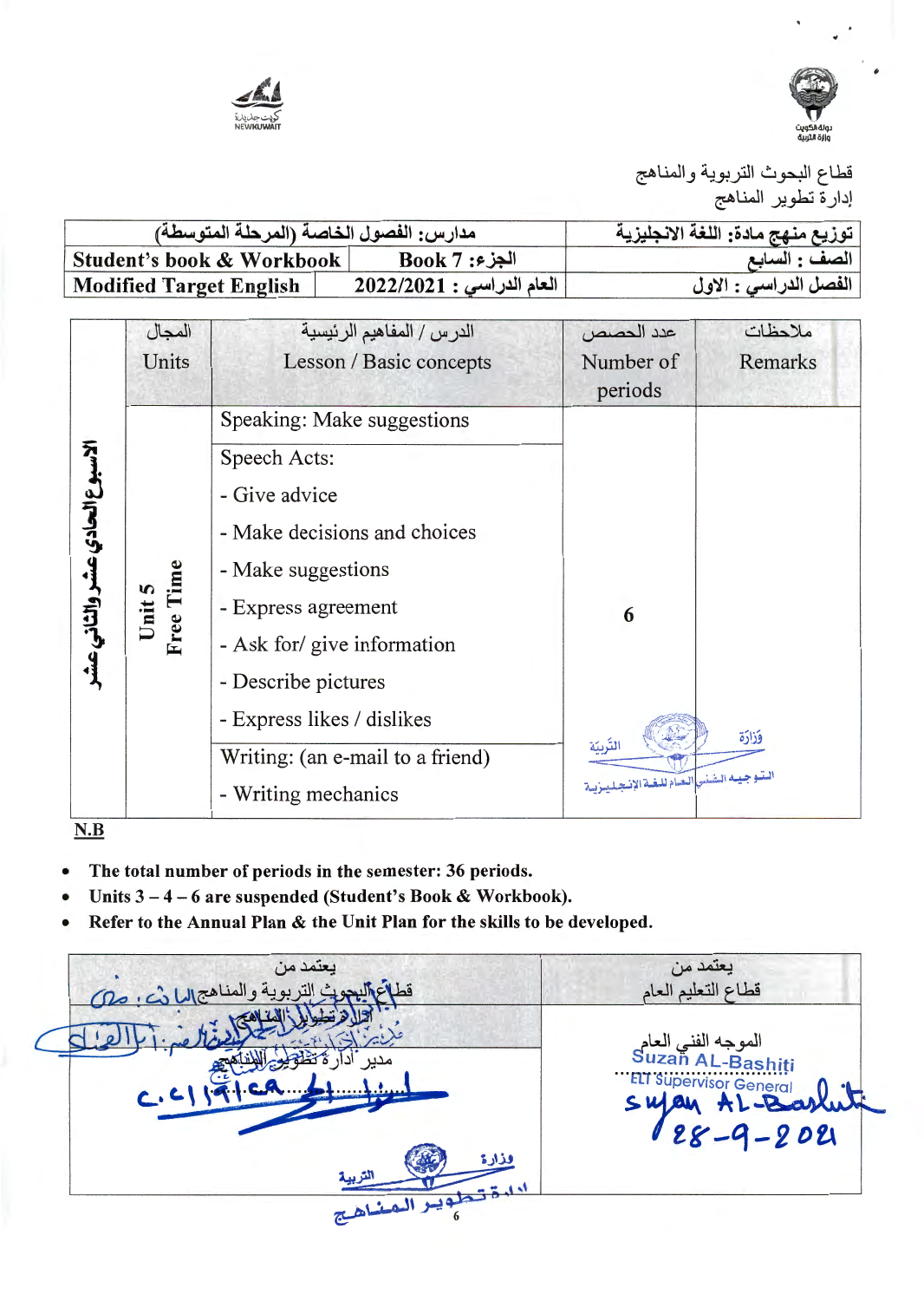قطاع البحوث التربوية والمناهج
إدارة تطوير المناهج

| | |
|---|---|
| توزيع منهج مادة: اللغة الانجليزية | مدارس: الفصول الخاصة (المرحلة المتوسطة) |
| الصف : السابع | الجزء: Book 7 — Student's book & Workbook |
| الفصل الدراسي : الاول | العام الدراسي : 2022/2021 — Modified Target English |

| | المجال Units | الدرس / المفاهيم الرئيسية Lesson / Basic concepts | عدد الحصص Number of periods | ملاحظات Remarks |
|---|---|---|---|---|
| الاسبوع الحادي عشر والثاني عشر | Unit 5 Free Time | Speaking: Make suggestions<br>Speech Acts:<br>- Give advice<br>- Make decisions and choices<br>- Make suggestions<br>- Express agreement<br>- Ask for/ give information<br>- Describe pictures<br>- Express likes / dislikes<br>Writing: (an e-mail to a friend)<br>- Writing mechanics | 6 | |

**N.B**

- **The total number of periods in the semester: 36 periods.**
- **Units 3 – 4 – 6 are suspended (Student's Book & Workbook).**
- **Refer to the Annual Plan & the Unit Plan for the skills to be developed.**

| | |
|---|---|
| يعتمد من<br>قطاع البحوث التربوية والمناهج | يعتمد من<br>قطاع التعليم العام |
| مدير إدارة تطوير المناهج | الموجه الفني العام<br>Suzan AL-Bashiti<br>ELT Supervisor General<br>28-9-2021 |